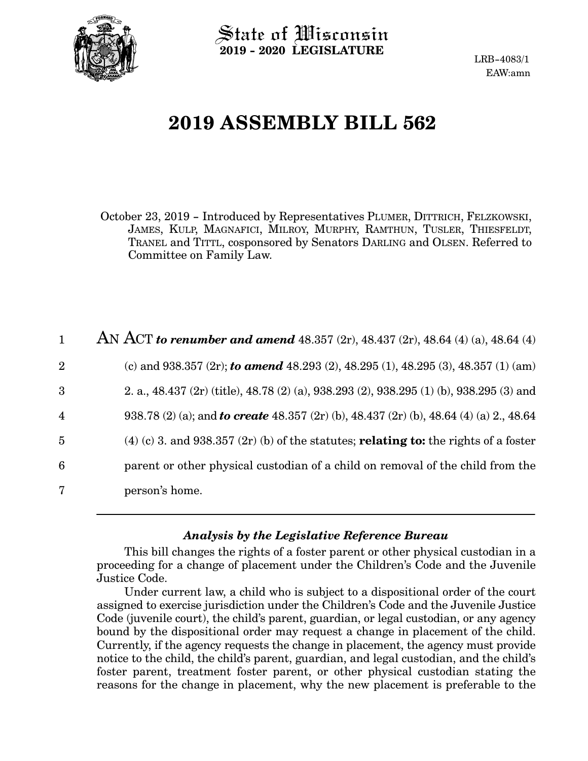State of Wisconsin
**2019 - 2020 LEGISLATURE**

LRB-4083/1
EAW:amn

# 2019 ASSEMBLY BILL 562

October 23, 2019 - Introduced by Representatives PLUMER, DITTRICH, FELZKOWSKI, JAMES, KULP, MAGNAFICI, MILROY, MURPHY, RAMTHUN, TUSLER, THIESFELDT, TRANEL and TITTL, cosponsored by Senators DARLING and OLSEN. Referred to Committee on Family Law.

AN ACT ***to renumber and amend*** 48.357 (2r), 48.437 (2r), 48.64 (4) (a), 48.64 (4) (c) and 938.357 (2r); ***to amend*** 48.293 (2), 48.295 (1), 48.295 (3), 48.357 (1) (am) 2. a., 48.437 (2r) (title), 48.78 (2) (a), 938.293 (2), 938.295 (1) (b), 938.295 (3) and 938.78 (2) (a); and ***to create*** 48.357 (2r) (b), 48.437 (2r) (b), 48.64 (4) (a) 2., 48.64 (4) (c) 3. and 938.357 (2r) (b) of the statutes; **relating to:** the rights of a foster parent or other physical custodian of a child on removal of the child from the person's home.

### *Analysis by the Legislative Reference Bureau*

This bill changes the rights of a foster parent or other physical custodian in a proceeding for a change of placement under the Children's Code and the Juvenile Justice Code.

Under current law, a child who is subject to a dispositional order of the court assigned to exercise jurisdiction under the Children's Code and the Juvenile Justice Code (juvenile court), the child's parent, guardian, or legal custodian, or any agency bound by the dispositional order may request a change in placement of the child. Currently, if the agency requests the change in placement, the agency must provide notice to the child, the child's parent, guardian, and legal custodian, and the child's foster parent, treatment foster parent, or other physical custodian stating the reasons for the change in placement, why the new placement is preferable to the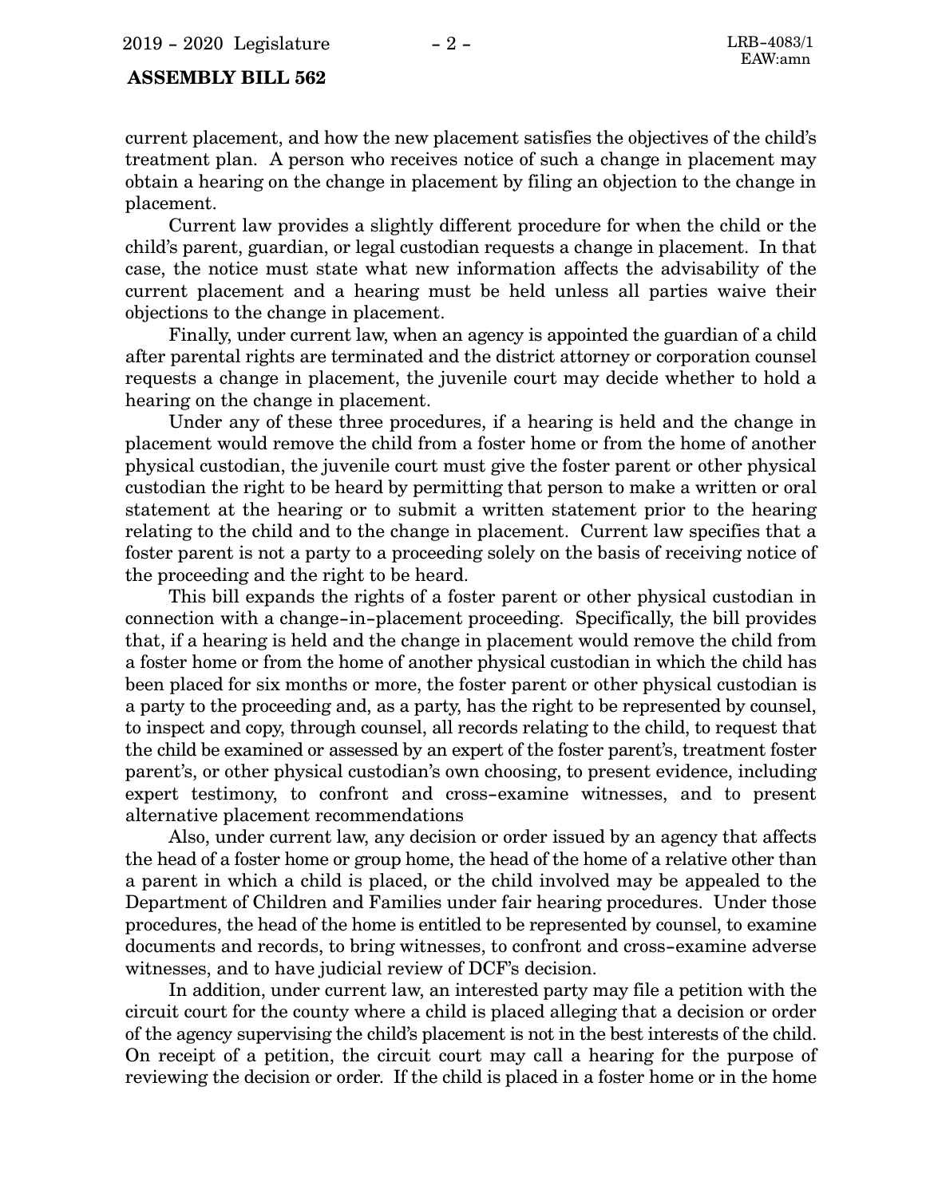current placement, and how the new placement satisfies the objectives of the child's treatment plan. A person who receives notice of such a change in placement may obtain a hearing on the change in placement by filing an objection to the change in placement.

Current law provides a slightly different procedure for when the child or the child's parent, guardian, or legal custodian requests a change in placement. In that case, the notice must state what new information affects the advisability of the current placement and a hearing must be held unless all parties waive their objections to the change in placement.

Finally, under current law, when an agency is appointed the guardian of a child after parental rights are terminated and the district attorney or corporation counsel requests a change in placement, the juvenile court may decide whether to hold a hearing on the change in placement.

Under any of these three procedures, if a hearing is held and the change in placement would remove the child from a foster home or from the home of another physical custodian, the juvenile court must give the foster parent or other physical custodian the right to be heard by permitting that person to make a written or oral statement at the hearing or to submit a written statement prior to the hearing relating to the child and to the change in placement. Current law specifies that a foster parent is not a party to a proceeding solely on the basis of receiving notice of the proceeding and the right to be heard.

This bill expands the rights of a foster parent or other physical custodian in connection with a change-in-placement proceeding. Specifically, the bill provides that, if a hearing is held and the change in placement would remove the child from a foster home or from the home of another physical custodian in which the child has been placed for six months or more, the foster parent or other physical custodian is a party to the proceeding and, as a party, has the right to be represented by counsel, to inspect and copy, through counsel, all records relating to the child, to request that the child be examined or assessed by an expert of the foster parent's, treatment foster parent's, or other physical custodian's own choosing, to present evidence, including expert testimony, to confront and cross-examine witnesses, and to present alternative placement recommendations

Also, under current law, any decision or order issued by an agency that affects the head of a foster home or group home, the head of the home of a relative other than a parent in which a child is placed, or the child involved may be appealed to the Department of Children and Families under fair hearing procedures. Under those procedures, the head of the home is entitled to be represented by counsel, to examine documents and records, to bring witnesses, to confront and cross-examine adverse witnesses, and to have judicial review of DCF's decision.

In addition, under current law, an interested party may file a petition with the circuit court for the county where a child is placed alleging that a decision or order of the agency supervising the child's placement is not in the best interests of the child. On receipt of a petition, the circuit court may call a hearing for the purpose of reviewing the decision or order. If the child is placed in a foster home or in the home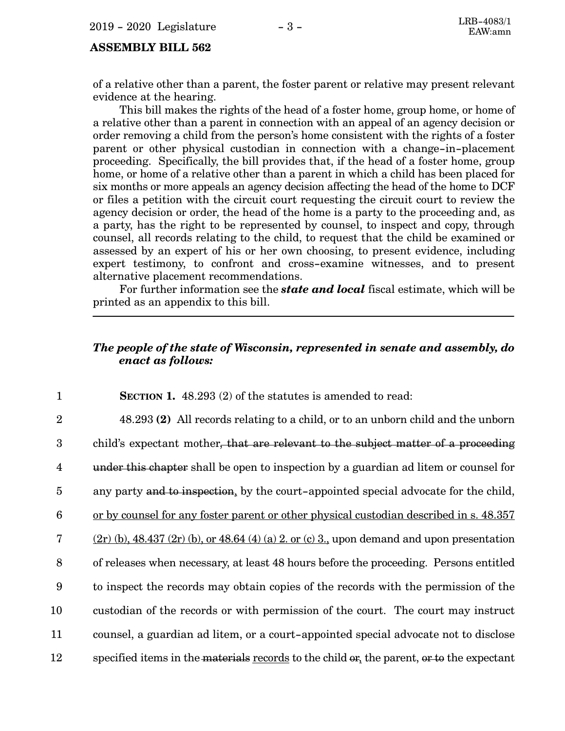of a relative other than a parent, the foster parent or relative may present relevant evidence at the hearing.

This bill makes the rights of the head of a foster home, group home, or home of a relative other than a parent in connection with an appeal of an agency decision or order removing a child from the person's home consistent with the rights of a foster parent or other physical custodian in connection with a change-in-placement proceeding. Specifically, the bill provides that, if the head of a foster home, group home, or home of a relative other than a parent in which a child has been placed for six months or more appeals an agency decision affecting the head of the home to DCF or files a petition with the circuit court requesting the circuit court to review the agency decision or order, the head of the home is a party to the proceeding and, as a party, has the right to be represented by counsel, to inspect and copy, through counsel, all records relating to the child, to request that the child be examined or assessed by an expert of his or her own choosing, to present evidence, including expert testimony, to confront and cross-examine witnesses, and to present alternative placement recommendations.

For further information see the ***state and local*** fiscal estimate, which will be printed as an appendix to this bill.

---

***The people of the state of Wisconsin, represented in senate and assembly, do enact as follows:***

1 **SECTION 1.** 48.293 (2) of the statutes is amended to read:

2 48.293 **(2)** All records relating to a child, or to an unborn child and the unborn
3 child's expectant mother~~, that are relevant to the subject matter of a proceeding~~
4 ~~under this chapter~~ shall be open to inspection by a guardian ad litem or counsel for
5 any party ~~and to inspection~~<u>,</u> by the court-appointed special advocate for the child,
6 <u>or by counsel for any foster parent or other physical custodian described in s. 48.357</u>
7 <u>(2r) (b), 48.437 (2r) (b), or 48.64 (4) (a) 2. or (c) 3.,</u> upon demand and upon presentation
8 of releases when necessary, at least 48 hours before the proceeding. Persons entitled
9 to inspect the records may obtain copies of the records with the permission of the
10 custodian of the records or with permission of the court. The court may instruct
11 counsel, a guardian ad litem, or a court-appointed special advocate not to disclose
12 specified items in the ~~materials~~ <u>records</u> to the child ~~or~~<u>,</u> the parent, ~~or to~~ the expectant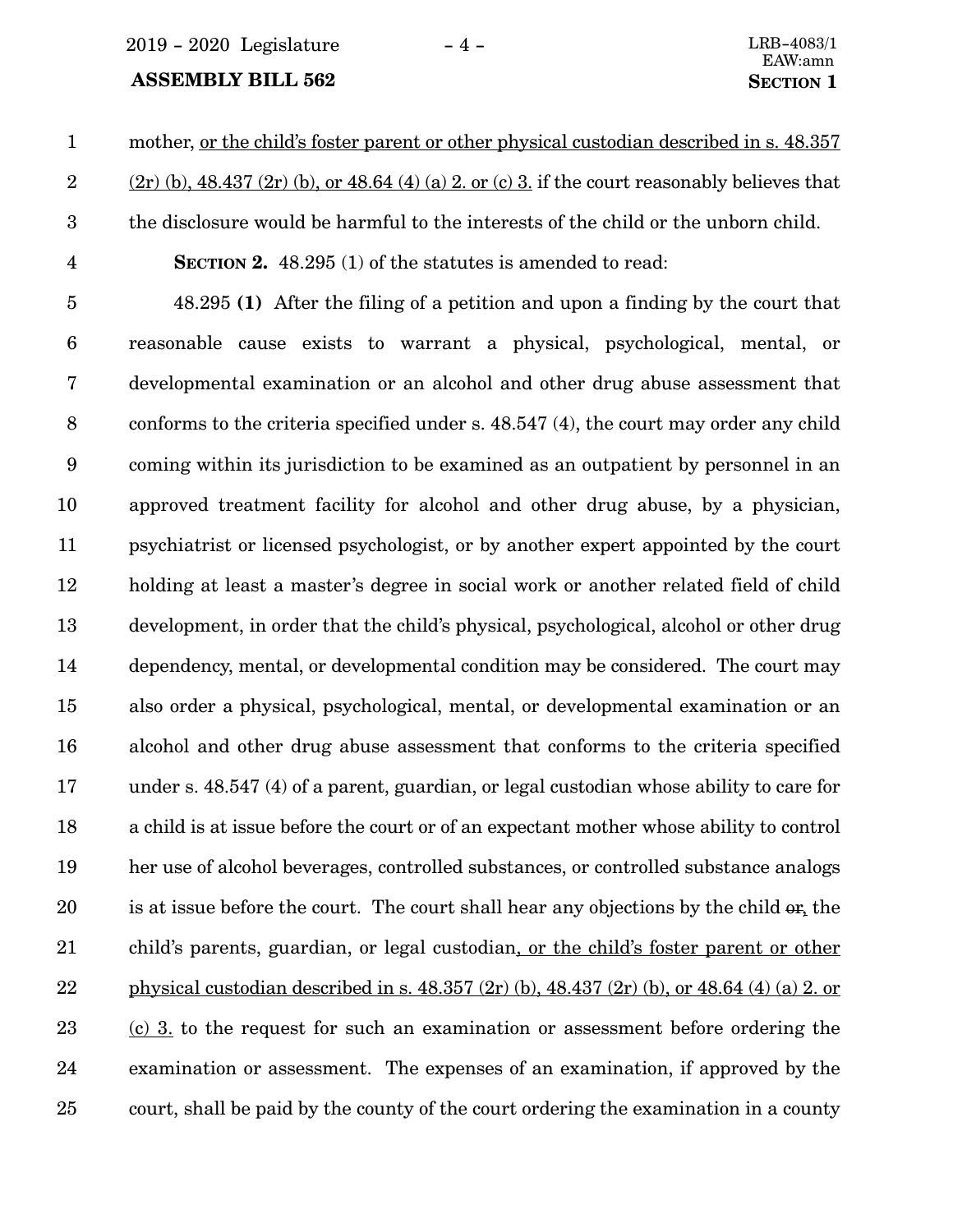mother, or the child's foster parent or other physical custodian described in s. 48.357 (2r) (b), 48.437 (2r) (b), or 48.64 (4) (a) 2. or (c) 3. if the court reasonably believes that the disclosure would be harmful to the interests of the child or the unborn child.

**SECTION 2.** 48.295 (1) of the statutes is amended to read:

48.295 **(1)** After the filing of a petition and upon a finding by the court that reasonable cause exists to warrant a physical, psychological, mental, or developmental examination or an alcohol and other drug abuse assessment that conforms to the criteria specified under s. 48.547 (4), the court may order any child coming within its jurisdiction to be examined as an outpatient by personnel in an approved treatment facility for alcohol and other drug abuse, by a physician, psychiatrist or licensed psychologist, or by another expert appointed by the court holding at least a master's degree in social work or another related field of child development, in order that the child's physical, psychological, alcohol or other drug dependency, mental, or developmental condition may be considered. The court may also order a physical, psychological, mental, or developmental examination or an alcohol and other drug abuse assessment that conforms to the criteria specified under s. 48.547 (4) of a parent, guardian, or legal custodian whose ability to care for a child is at issue before the court or of an expectant mother whose ability to control her use of alcohol beverages, controlled substances, or controlled substance analogs is at issue before the court. The court shall hear any objections by the child ~~or~~, the child's parents, guardian, or legal custodian, or the child's foster parent or other physical custodian described in s. 48.357 (2r) (b), 48.437 (2r) (b), or 48.64 (4) (a) 2. or (c) 3. to the request for such an examination or assessment before ordering the examination or assessment. The expenses of an examination, if approved by the court, shall be paid by the county of the court ordering the examination in a county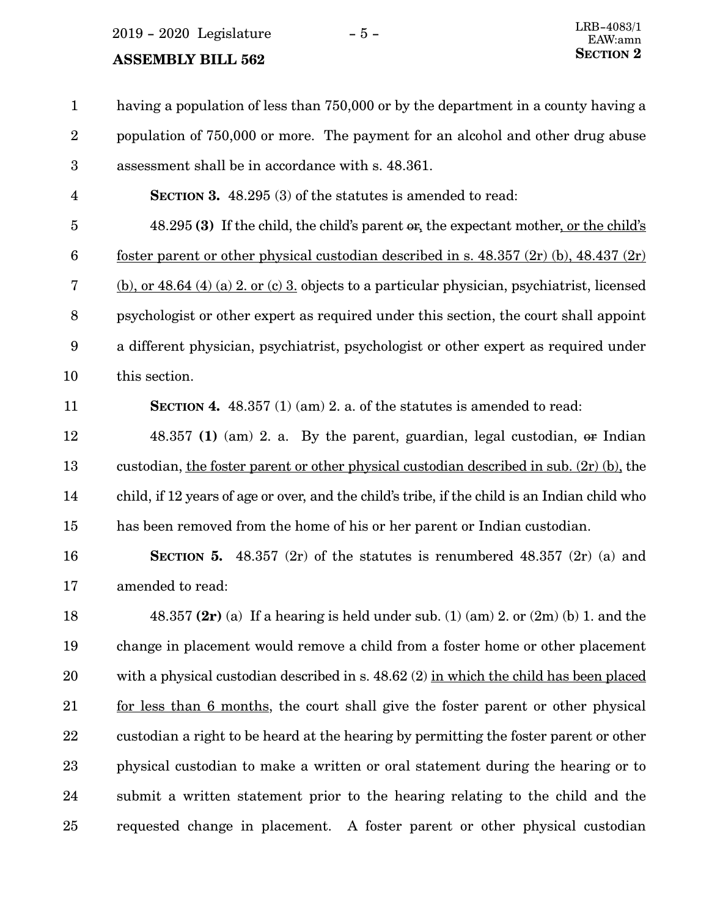having a population of less than 750,000 or by the department in a county having a population of 750,000 or more. The payment for an alcohol and other drug abuse assessment shall be in accordance with s. 48.361.

**SECTION 3.** 48.295 (3) of the statutes is amended to read:

48.295 **(3)** If the child, the child's parent ~~or~~, the expectant mother, or the child's foster parent or other physical custodian described in s. 48.357 (2r) (b), 48.437 (2r) (b), or 48.64 (4) (a) 2. or (c) 3. objects to a particular physician, psychiatrist, licensed psychologist or other expert as required under this section, the court shall appoint a different physician, psychiatrist, psychologist or other expert as required under this section.

**SECTION 4.** 48.357 (1) (am) 2. a. of the statutes is amended to read:

48.357 **(1)** (am) 2. a. By the parent, guardian, legal custodian, ~~or~~ Indian custodian, the foster parent or other physical custodian described in sub. (2r) (b), the child, if 12 years of age or over, and the child's tribe, if the child is an Indian child who has been removed from the home of his or her parent or Indian custodian.

**SECTION 5.** 48.357 (2r) of the statutes is renumbered 48.357 (2r) (a) and amended to read:

48.357 **(2r)** (a) If a hearing is held under sub. (1) (am) 2. or (2m) (b) 1. and the change in placement would remove a child from a foster home or other placement with a physical custodian described in s. 48.62 (2) in which the child has been placed for less than 6 months, the court shall give the foster parent or other physical custodian a right to be heard at the hearing by permitting the foster parent or other physical custodian to make a written or oral statement during the hearing or to submit a written statement prior to the hearing relating to the child and the requested change in placement. A foster parent or other physical custodian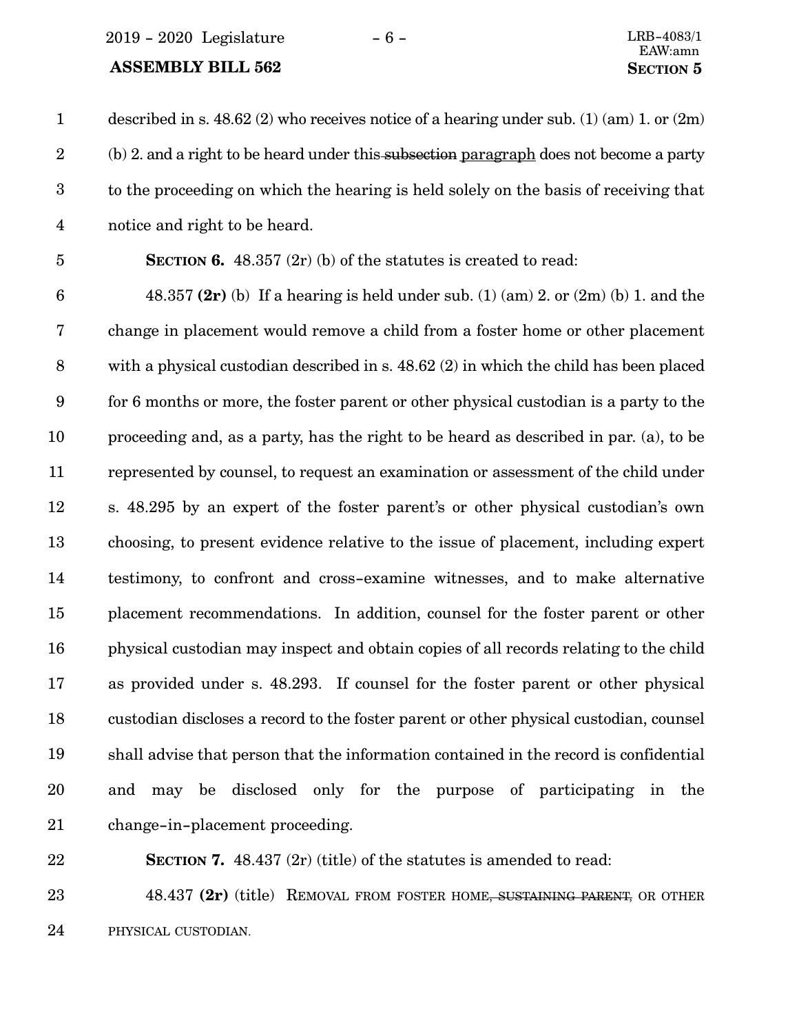described in s. 48.62 (2) who receives notice of a hearing under sub. (1) (am) 1. or (2m) (b) 2. and a right to be heard under this ~~subsection~~ paragraph does not become a party to the proceeding on which the hearing is held solely on the basis of receiving that notice and right to be heard.

**SECTION 6.** 48.357 (2r) (b) of the statutes is created to read:

48.357 **(2r)** (b) If a hearing is held under sub. (1) (am) 2. or (2m) (b) 1. and the change in placement would remove a child from a foster home or other placement with a physical custodian described in s. 48.62 (2) in which the child has been placed for 6 months or more, the foster parent or other physical custodian is a party to the proceeding and, as a party, has the right to be heard as described in par. (a), to be represented by counsel, to request an examination or assessment of the child under s. 48.295 by an expert of the foster parent's or other physical custodian's own choosing, to present evidence relative to the issue of placement, including expert testimony, to confront and cross-examine witnesses, and to make alternative placement recommendations. In addition, counsel for the foster parent or other physical custodian may inspect and obtain copies of all records relating to the child as provided under s. 48.293. If counsel for the foster parent or other physical custodian discloses a record to the foster parent or other physical custodian, counsel shall advise that person that the information contained in the record is confidential and may be disclosed only for the purpose of participating in the change-in-placement proceeding.

**SECTION 7.** 48.437 (2r) (title) of the statutes is amended to read:

48.437 **(2r)** (title) REMOVAL FROM FOSTER HOME~~, SUSTAINING PARENT,~~ OR OTHER PHYSICAL CUSTODIAN.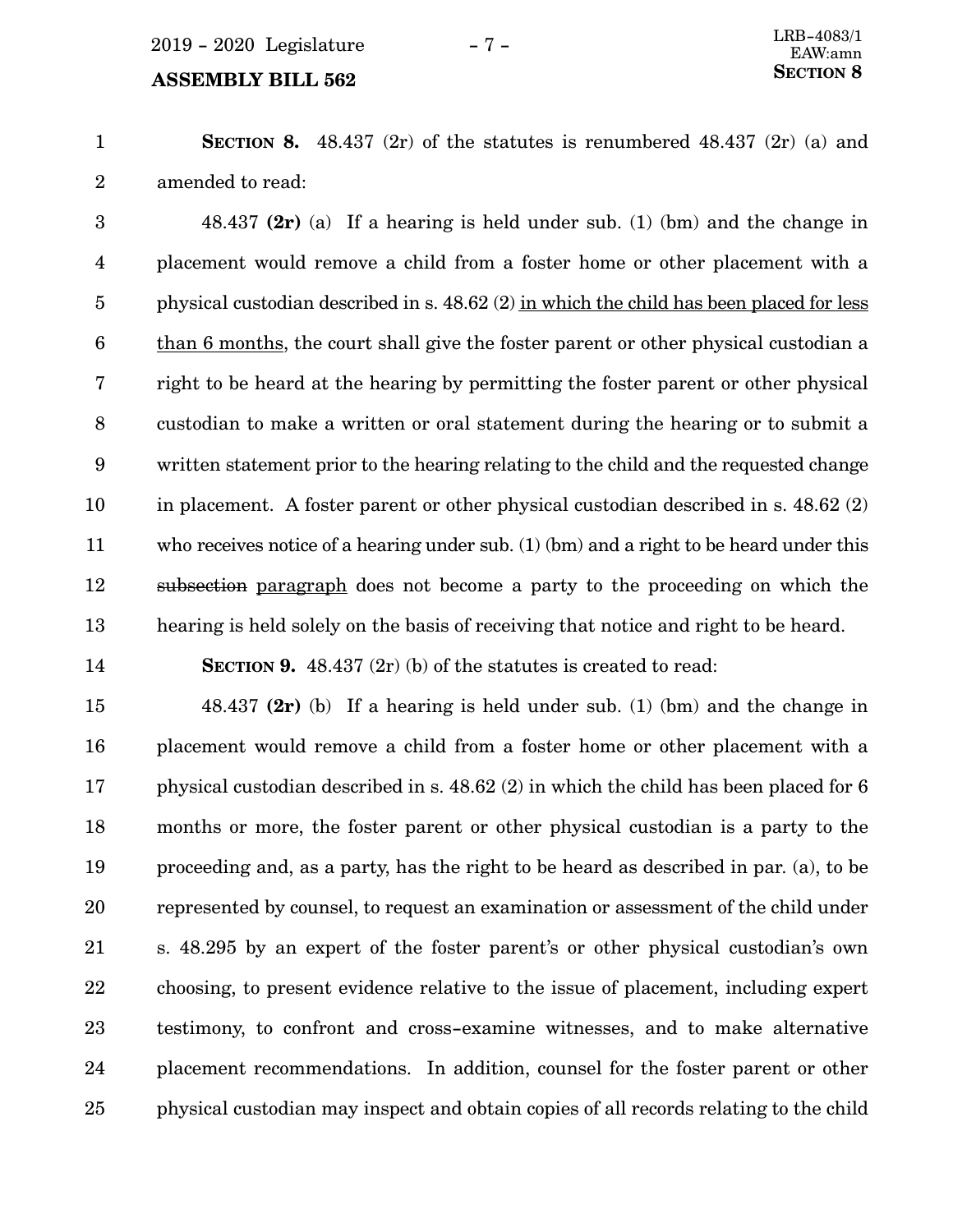**SECTION 8.** 48.437 (2r) of the statutes is renumbered 48.437 (2r) (a) and amended to read:

48.437 **(2r)** (a) If a hearing is held under sub. (1) (bm) and the change in placement would remove a child from a foster home or other placement with a physical custodian described in s. 48.62 (2) <u>in which the child has been placed for less than 6 months</u>, the court shall give the foster parent or other physical custodian a right to be heard at the hearing by permitting the foster parent or other physical custodian to make a written or oral statement during the hearing or to submit a written statement prior to the hearing relating to the child and the requested change in placement. A foster parent or other physical custodian described in s. 48.62 (2) who receives notice of a hearing under sub. (1) (bm) and a right to be heard under this ~~subsection~~ <u>paragraph</u> does not become a party to the proceeding on which the hearing is held solely on the basis of receiving that notice and right to be heard.

**SECTION 9.** 48.437 (2r) (b) of the statutes is created to read:

48.437 **(2r)** (b) If a hearing is held under sub. (1) (bm) and the change in placement would remove a child from a foster home or other placement with a physical custodian described in s. 48.62 (2) in which the child has been placed for 6 months or more, the foster parent or other physical custodian is a party to the proceeding and, as a party, has the right to be heard as described in par. (a), to be represented by counsel, to request an examination or assessment of the child under s. 48.295 by an expert of the foster parent's or other physical custodian's own choosing, to present evidence relative to the issue of placement, including expert testimony, to confront and cross-examine witnesses, and to make alternative placement recommendations. In addition, counsel for the foster parent or other physical custodian may inspect and obtain copies of all records relating to the child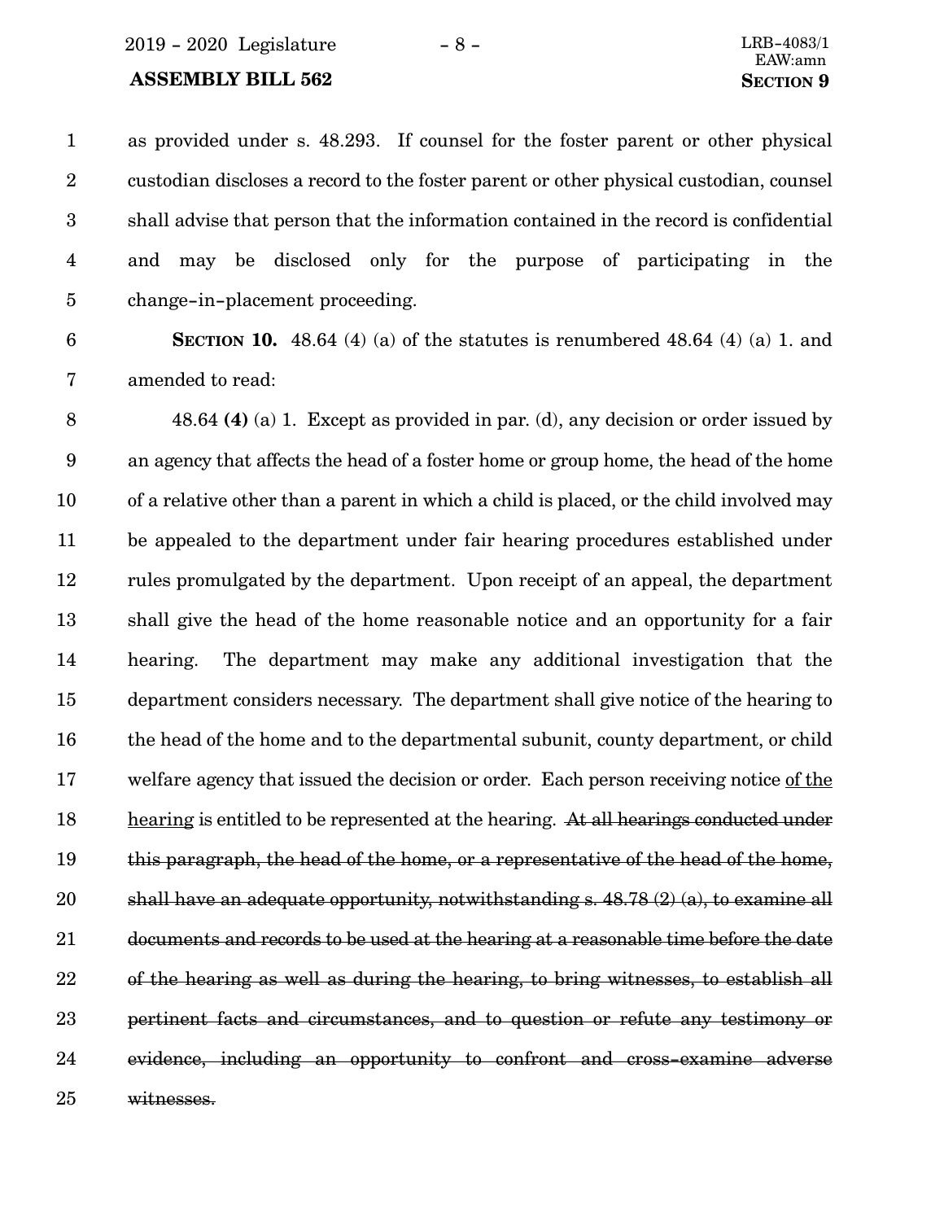as provided under s. 48.293. If counsel for the foster parent or other physical custodian discloses a record to the foster parent or other physical custodian, counsel shall advise that person that the information contained in the record is confidential and may be disclosed only for the purpose of participating in the change-in-placement proceeding.

**SECTION 10.** 48.64 (4) (a) of the statutes is renumbered 48.64 (4) (a) 1. and amended to read:

48.64 **(4)** (a) 1. Except as provided in par. (d), any decision or order issued by an agency that affects the head of a foster home or group home, the head of the home of a relative other than a parent in which a child is placed, or the child involved may be appealed to the department under fair hearing procedures established under rules promulgated by the department. Upon receipt of an appeal, the department shall give the head of the home reasonable notice and an opportunity for a fair hearing. The department may make any additional investigation that the department considers necessary. The department shall give notice of the hearing to the head of the home and to the departmental subunit, county department, or child welfare agency that issued the decision or order. Each person receiving notice <u>of the hearing</u> is entitled to be represented at the hearing. ~~At all hearings conducted under this paragraph, the head of the home, or a representative of the head of the home, shall have an adequate opportunity, notwithstanding s. 48.78 (2) (a), to examine all documents and records to be used at the hearing at a reasonable time before the date of the hearing as well as during the hearing, to bring witnesses, to establish all pertinent facts and circumstances, and to question or refute any testimony or evidence, including an opportunity to confront and cross-examine adverse witnesses.~~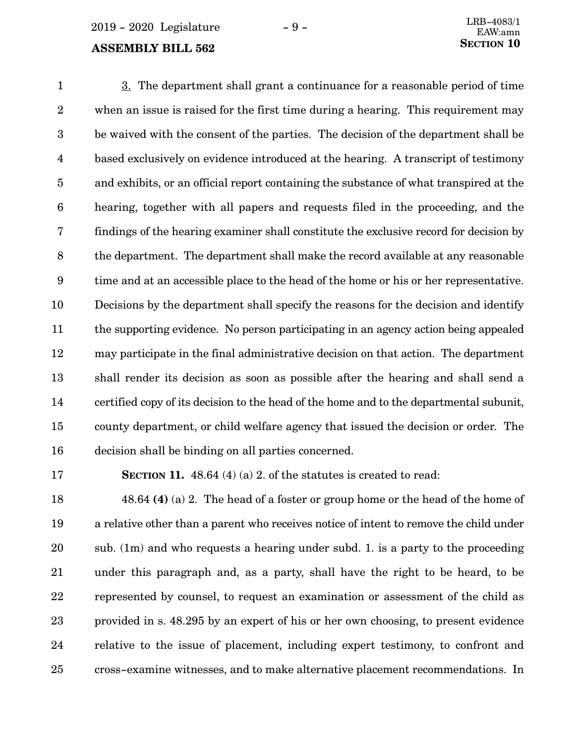3. The department shall grant a continuance for a reasonable period of time when an issue is raised for the first time during a hearing. This requirement may be waived with the consent of the parties. The decision of the department shall be based exclusively on evidence introduced at the hearing. A transcript of testimony and exhibits, or an official report containing the substance of what transpired at the hearing, together with all papers and requests filed in the proceeding, and the findings of the hearing examiner shall constitute the exclusive record for decision by the department. The department shall make the record available at any reasonable time and at an accessible place to the head of the home or his or her representative. Decisions by the department shall specify the reasons for the decision and identify the supporting evidence. No person participating in an agency action being appealed may participate in the final administrative decision on that action. The department shall render its decision as soon as possible after the hearing and shall send a certified copy of its decision to the head of the home and to the departmental subunit, county department, or child welfare agency that issued the decision or order. The decision shall be binding on all parties concerned.

**SECTION 11.** 48.64 (4) (a) 2. of the statutes is created to read:

48.64 **(4)** (a) 2. The head of a foster or group home or the head of the home of a relative other than a parent who receives notice of intent to remove the child under sub. (1m) and who requests a hearing under subd. 1. is a party to the proceeding under this paragraph and, as a party, shall have the right to be heard, to be represented by counsel, to request an examination or assessment of the child as provided in s. 48.295 by an expert of his or her own choosing, to present evidence relative to the issue of placement, including expert testimony, to confront and cross-examine witnesses, and to make alternative placement recommendations. In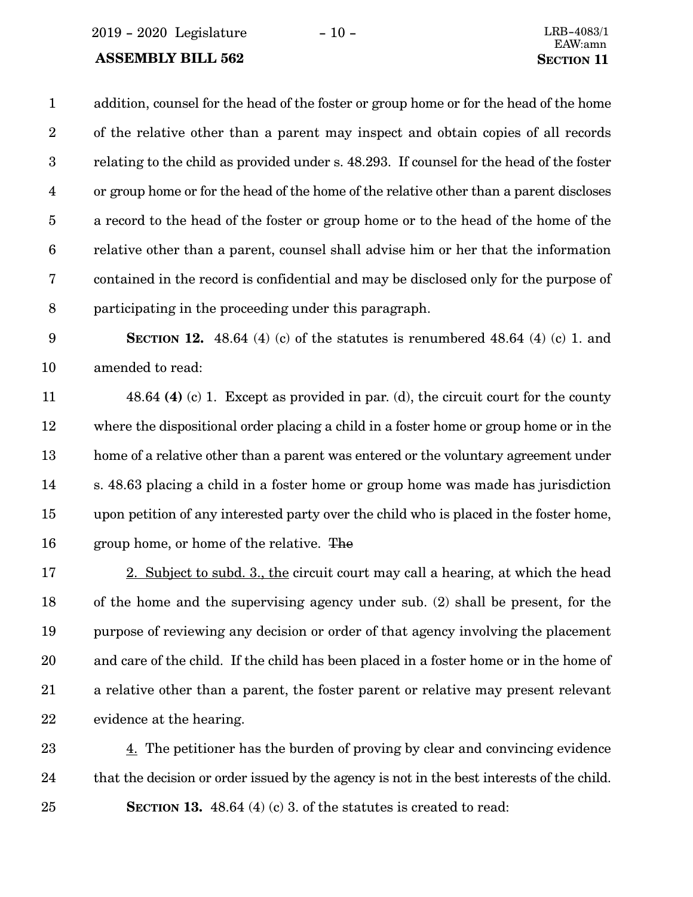addition, counsel for the head of the foster or group home or for the head of the home of the relative other than a parent may inspect and obtain copies of all records relating to the child as provided under s. 48.293. If counsel for the head of the foster or group home or for the head of the home of the relative other than a parent discloses a record to the head of the foster or group home or to the head of the home of the relative other than a parent, counsel shall advise him or her that the information contained in the record is confidential and may be disclosed only for the purpose of participating in the proceeding under this paragraph.

**SECTION 12.** 48.64 (4) (c) of the statutes is renumbered 48.64 (4) (c) 1. and amended to read:

48.64 **(4)** (c) 1. Except as provided in par. (d), the circuit court for the county where the dispositional order placing a child in a foster home or group home or in the home of a relative other than a parent was entered or the voluntary agreement under s. 48.63 placing a child in a foster home or group home was made has jurisdiction upon petition of any interested party over the child who is placed in the foster home, group home, or home of the relative. ~~The~~

<u>2. Subject to subd. 3., the</u> circuit court may call a hearing, at which the head of the home and the supervising agency under sub. (2) shall be present, for the purpose of reviewing any decision or order of that agency involving the placement and care of the child. If the child has been placed in a foster home or in the home of a relative other than a parent, the foster parent or relative may present relevant evidence at the hearing.

<u>4.</u> The petitioner has the burden of proving by clear and convincing evidence that the decision or order issued by the agency is not in the best interests of the child.

**SECTION 13.** 48.64 (4) (c) 3. of the statutes is created to read: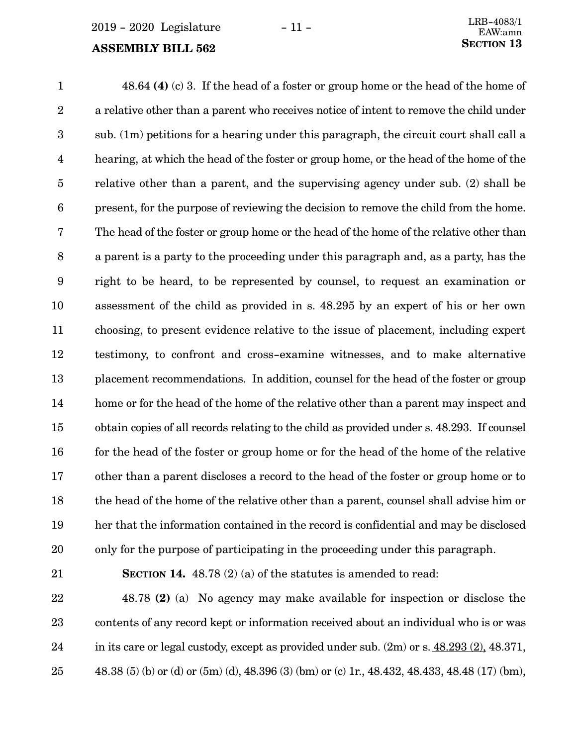48.64 **(4)** (c) 3. If the head of a foster or group home or the head of the home of a relative other than a parent who receives notice of intent to remove the child under sub. (1m) petitions for a hearing under this paragraph, the circuit court shall call a hearing, at which the head of the foster or group home, or the head of the home of the relative other than a parent, and the supervising agency under sub. (2) shall be present, for the purpose of reviewing the decision to remove the child from the home. The head of the foster or group home or the head of the home of the relative other than a parent is a party to the proceeding under this paragraph and, as a party, has the right to be heard, to be represented by counsel, to request an examination or assessment of the child as provided in s. 48.295 by an expert of his or her own choosing, to present evidence relative to the issue of placement, including expert testimony, to confront and cross-examine witnesses, and to make alternative placement recommendations. In addition, counsel for the head of the foster or group home or for the head of the home of the relative other than a parent may inspect and obtain copies of all records relating to the child as provided under s. 48.293. If counsel for the head of the foster or group home or for the head of the home of the relative other than a parent discloses a record to the head of the foster or group home or to the head of the home of the relative other than a parent, counsel shall advise him or her that the information contained in the record is confidential and may be disclosed only for the purpose of participating in the proceeding under this paragraph.

**SECTION 14.** 48.78 (2) (a) of the statutes is amended to read:

48.78 **(2)** (a) No agency may make available for inspection or disclose the contents of any record kept or information received about an individual who is or was in its care or legal custody, except as provided under sub. (2m) or s. <u>48.293 (2),</u> 48.371, 48.38 (5) (b) or (d) or (5m) (d), 48.396 (3) (bm) or (c) 1r., 48.432, 48.433, 48.48 (17) (bm),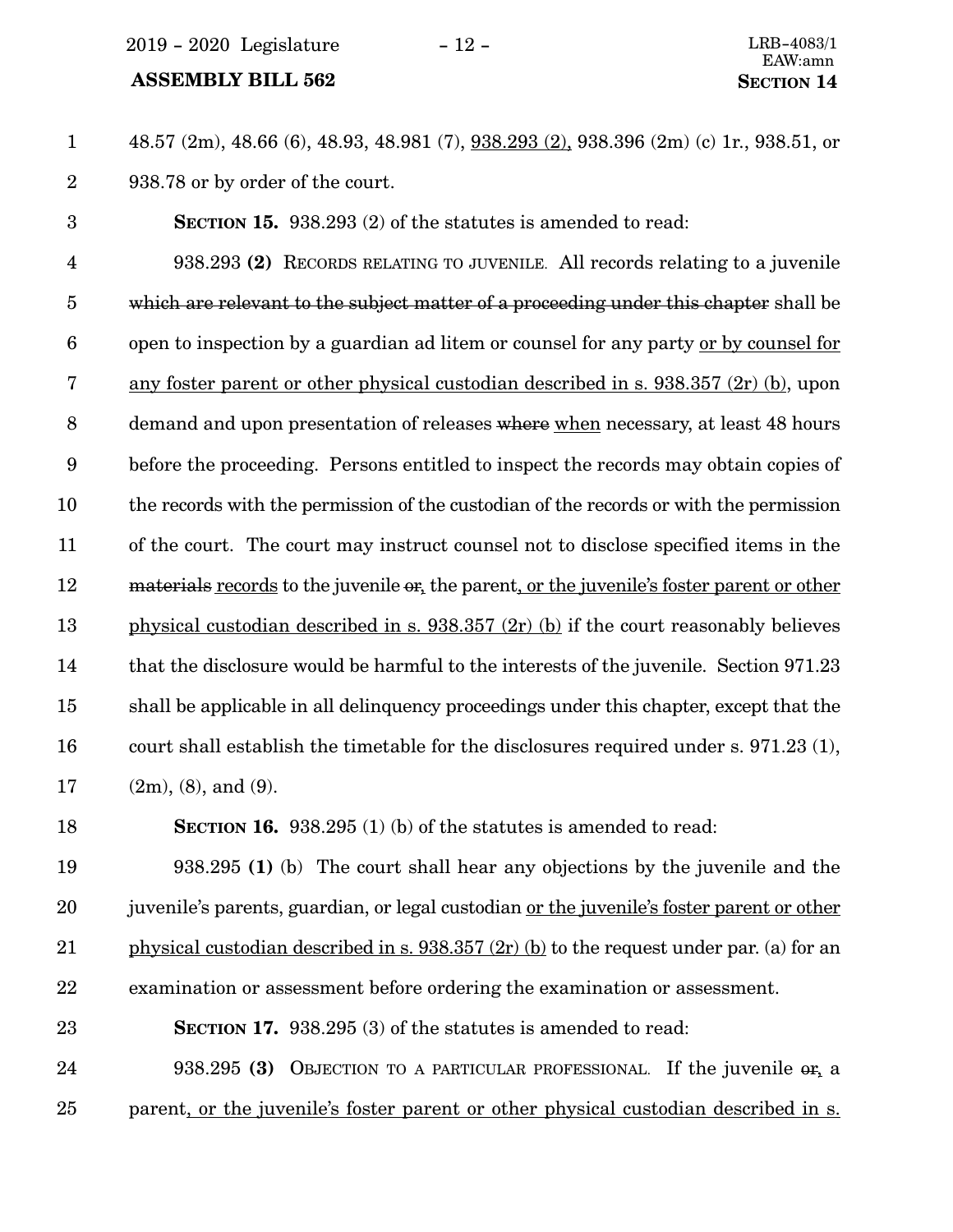48.57 (2m), 48.66 (6), 48.93, 48.981 (7), <u>938.293 (2),</u> 938.396 (2m) (c) 1r., 938.51, or 938.78 or by order of the court.

**SECTION 15.** 938.293 (2) of the statutes is amended to read:

938.293 **(2)** RECORDS RELATING TO JUVENILE. All records relating to a juvenile ~~which are relevant to the subject matter of a proceeding under this chapter~~ shall be open to inspection by a guardian ad litem or counsel for any party <u>or by counsel for any foster parent or other physical custodian described in s. 938.357 (2r) (b)</u>, upon demand and upon presentation of releases ~~where~~ <u>when</u> necessary, at least 48 hours before the proceeding. Persons entitled to inspect the records may obtain copies of the records with the permission of the custodian of the records or with the permission of the court. The court may instruct counsel not to disclose specified items in the ~~materials~~ <u>records</u> to the juvenile ~~or~~<u>,</u> the parent<u>, or the juvenile's foster parent or other physical custodian described in s. 938.357 (2r) (b)</u> if the court reasonably believes that the disclosure would be harmful to the interests of the juvenile. Section 971.23 shall be applicable in all delinquency proceedings under this chapter, except that the court shall establish the timetable for the disclosures required under s. 971.23 (1), (2m), (8), and (9).

**SECTION 16.** 938.295 (1) (b) of the statutes is amended to read:

938.295 **(1)** (b) The court shall hear any objections by the juvenile and the juvenile's parents, guardian, or legal custodian <u>or the juvenile's foster parent or other physical custodian described in s. 938.357 (2r) (b)</u> to the request under par. (a) for an examination or assessment before ordering the examination or assessment.

**SECTION 17.** 938.295 (3) of the statutes is amended to read:

938.295 **(3)** OBJECTION TO A PARTICULAR PROFESSIONAL. If the juvenile ~~or~~<u>,</u> a parent<u>, or the juvenile's foster parent or other physical custodian described in s.</u>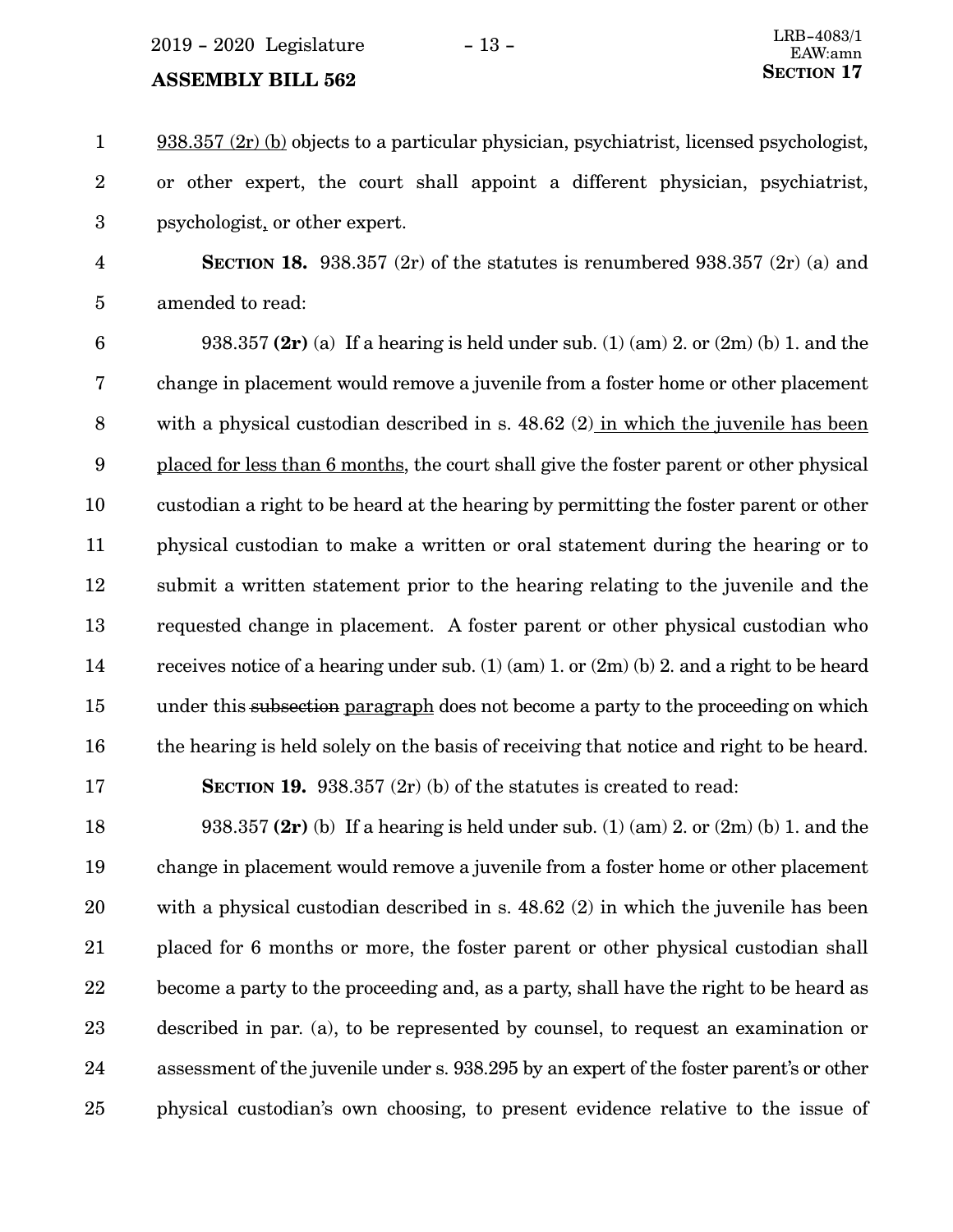938.357 (2r) (b) objects to a particular physician, psychiatrist, licensed psychologist, or other expert, the court shall appoint a different physician, psychiatrist, psychologist, or other expert.

**SECTION 18.** 938.357 (2r) of the statutes is renumbered 938.357 (2r) (a) and amended to read:

938.357 **(2r)** (a) If a hearing is held under sub. (1) (am) 2. or (2m) (b) 1. and the change in placement would remove a juvenile from a foster home or other placement with a physical custodian described in s. 48.62 (2) in which the juvenile has been placed for less than 6 months, the court shall give the foster parent or other physical custodian a right to be heard at the hearing by permitting the foster parent or other physical custodian to make a written or oral statement during the hearing or to submit a written statement prior to the hearing relating to the juvenile and the requested change in placement. A foster parent or other physical custodian who receives notice of a hearing under sub. (1) (am) 1. or (2m) (b) 2. and a right to be heard under this ~~subsection~~ paragraph does not become a party to the proceeding on which the hearing is held solely on the basis of receiving that notice and right to be heard.

**SECTION 19.** 938.357 (2r) (b) of the statutes is created to read:

938.357 **(2r)** (b) If a hearing is held under sub. (1) (am) 2. or (2m) (b) 1. and the change in placement would remove a juvenile from a foster home or other placement with a physical custodian described in s. 48.62 (2) in which the juvenile has been placed for 6 months or more, the foster parent or other physical custodian shall become a party to the proceeding and, as a party, shall have the right to be heard as described in par. (a), to be represented by counsel, to request an examination or assessment of the juvenile under s. 938.295 by an expert of the foster parent's or other physical custodian's own choosing, to present evidence relative to the issue of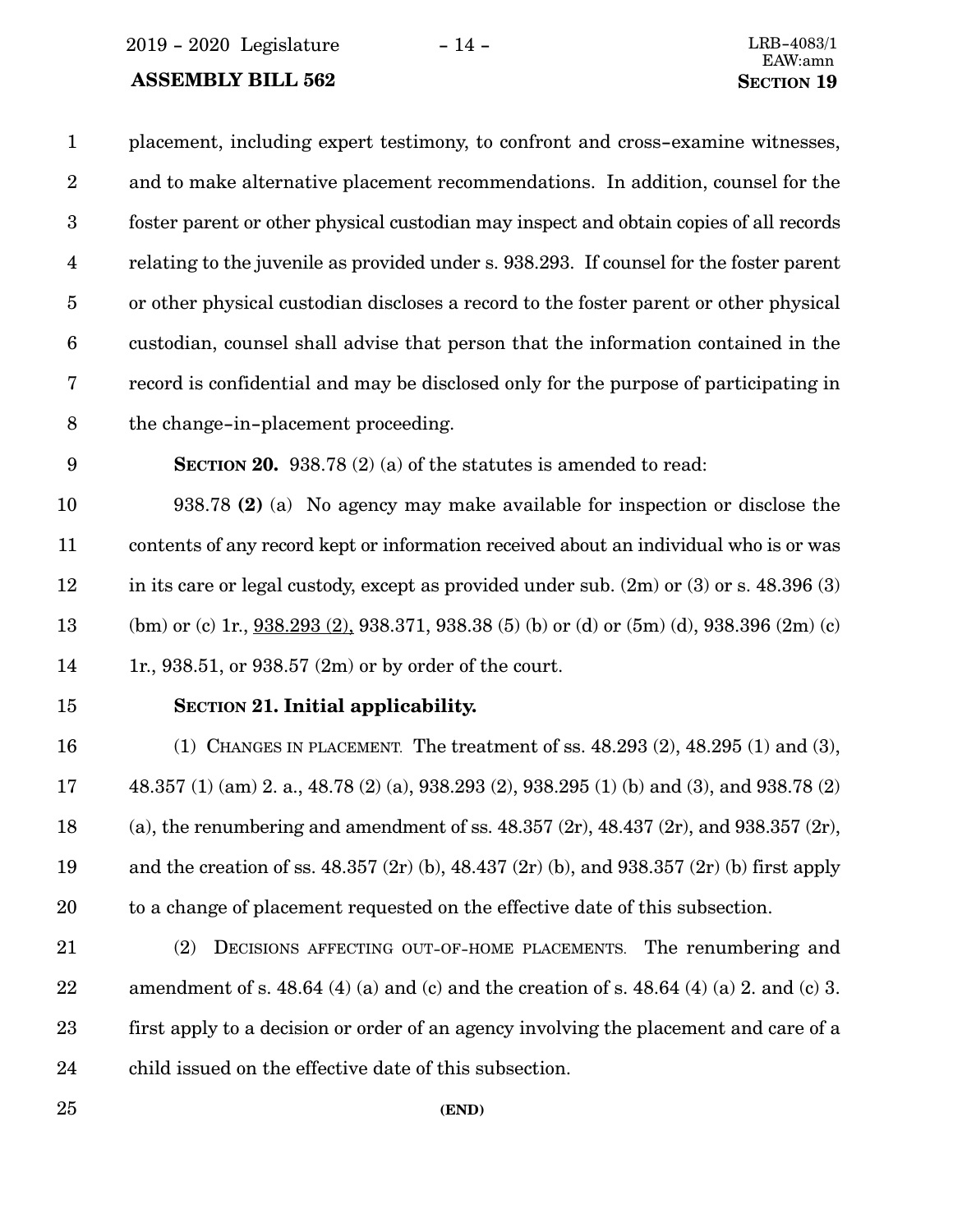placement, including expert testimony, to confront and cross-examine witnesses, and to make alternative placement recommendations. In addition, counsel for the foster parent or other physical custodian may inspect and obtain copies of all records relating to the juvenile as provided under s. 938.293. If counsel for the foster parent or other physical custodian discloses a record to the foster parent or other physical custodian, counsel shall advise that person that the information contained in the record is confidential and may be disclosed only for the purpose of participating in the change-in-placement proceeding.

**SECTION 20.** 938.78 (2) (a) of the statutes is amended to read:

938.78 **(2)** (a) No agency may make available for inspection or disclose the contents of any record kept or information received about an individual who is or was in its care or legal custody, except as provided under sub. (2m) or (3) or s. 48.396 (3) (bm) or (c) 1r., <u>938.293 (2),</u> 938.371, 938.38 (5) (b) or (d) or (5m) (d), 938.396 (2m) (c) 1r., 938.51, or 938.57 (2m) or by order of the court.

**SECTION 21. Initial applicability.**

(1) CHANGES IN PLACEMENT. The treatment of ss. 48.293 (2), 48.295 (1) and (3), 48.357 (1) (am) 2. a., 48.78 (2) (a), 938.293 (2), 938.295 (1) (b) and (3), and 938.78 (2) (a), the renumbering and amendment of ss. 48.357 (2r), 48.437 (2r), and 938.357 (2r), and the creation of ss. 48.357 (2r) (b), 48.437 (2r) (b), and 938.357 (2r) (b) first apply to a change of placement requested on the effective date of this subsection.

(2) DECISIONS AFFECTING OUT-OF-HOME PLACEMENTS. The renumbering and amendment of s. 48.64 (4) (a) and (c) and the creation of s. 48.64 (4) (a) 2. and (c) 3. first apply to a decision or order of an agency involving the placement and care of a child issued on the effective date of this subsection.

**(END)**